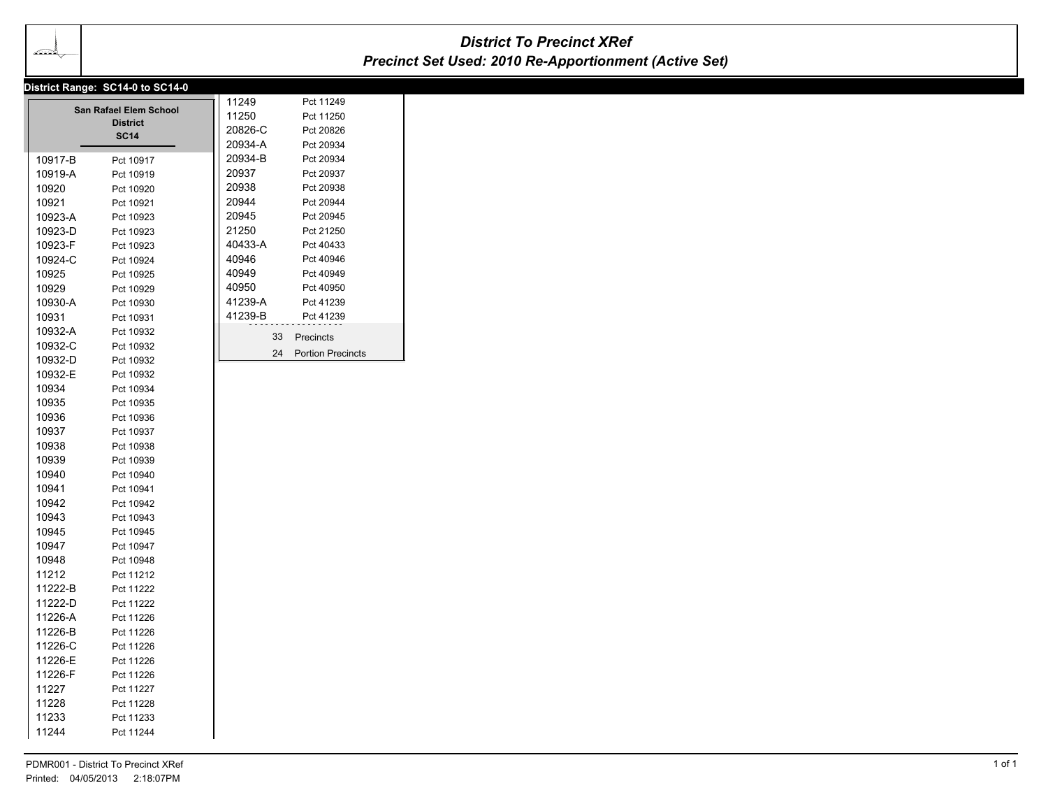# District To Precinct XRef

## Precinct Set Used: 2010 Re-Apportionment (Active Set)

**District Range: SC14-0 to SC14-0**

**San Rafael Elem School District**
**SC14**

| Precinct | Name |
|---|---|
| 10917-B | Pct 10917 |
| 10919-A | Pct 10919 |
| 10920 | Pct 10920 |
| 10921 | Pct 10921 |
| 10923-A | Pct 10923 |
| 10923-D | Pct 10923 |
| 10923-F | Pct 10923 |
| 10924-C | Pct 10924 |
| 10925 | Pct 10925 |
| 10929 | Pct 10929 |
| 10930-A | Pct 10930 |
| 10931 | Pct 10931 |
| 10932-A | Pct 10932 |
| 10932-C | Pct 10932 |
| 10932-D | Pct 10932 |
| 10932-E | Pct 10932 |
| 10934 | Pct 10934 |
| 10935 | Pct 10935 |
| 10936 | Pct 10936 |
| 10937 | Pct 10937 |
| 10938 | Pct 10938 |
| 10939 | Pct 10939 |
| 10940 | Pct 10940 |
| 10941 | Pct 10941 |
| 10942 | Pct 10942 |
| 10943 | Pct 10943 |
| 10945 | Pct 10945 |
| 10947 | Pct 10947 |
| 10948 | Pct 10948 |
| 11212 | Pct 11212 |
| 11222-B | Pct 11222 |
| 11222-D | Pct 11222 |
| 11226-A | Pct 11226 |
| 11226-B | Pct 11226 |
| 11226-C | Pct 11226 |
| 11226-E | Pct 11226 |
| 11226-F | Pct 11226 |
| 11227 | Pct 11227 |
| 11228 | Pct 11228 |
| 11233 | Pct 11233 |
| 11244 | Pct 11244 |
| 11249 | Pct 11249 |
| 11250 | Pct 11250 |
| 20826-C | Pct 20826 |
| 20934-A | Pct 20934 |
| 20934-B | Pct 20934 |
| 20937 | Pct 20937 |
| 20938 | Pct 20938 |
| 20944 | Pct 20944 |
| 20945 | Pct 20945 |
| 21250 | Pct 21250 |
| 40433-A | Pct 40433 |
| 40946 | Pct 40946 |
| 40949 | Pct 40949 |
| 40950 | Pct 40950 |
| 41239-A | Pct 41239 |
| 41239-B | Pct 41239 |

33 Precincts
24 Portion Precincts

PDMR001 - District To Precinct XRef
Printed: 04/05/2013 2:18:07PM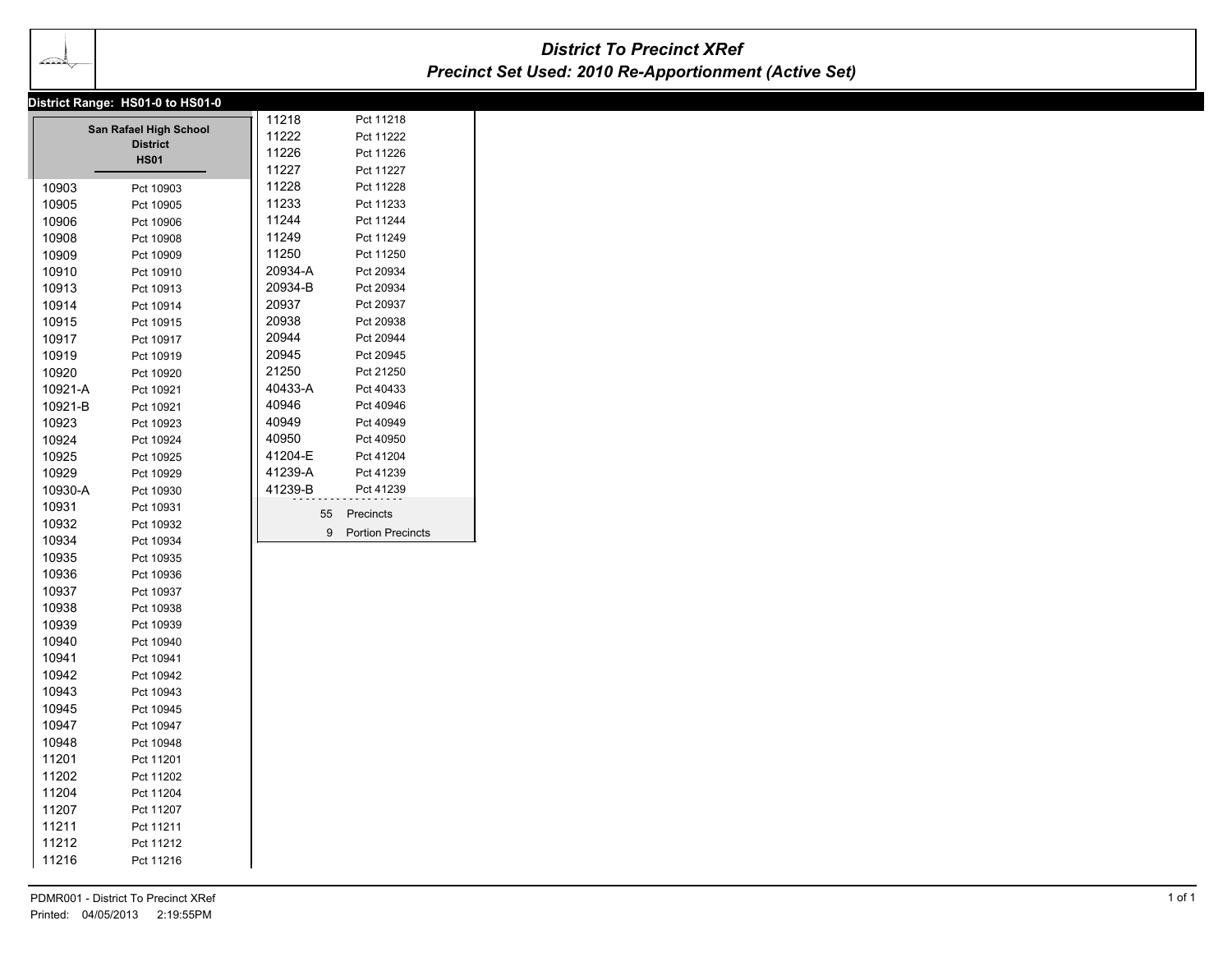# District To Precinct XRef

## Precinct Set Used: 2010 Re-Apportionment (Active Set)

**District Range: HS01-0 to HS01-0**

**San Rafael High School District**
**HS01**

| Precinct | Name |
|---|---|
| 10903 | Pct 10903 |
| 10905 | Pct 10905 |
| 10906 | Pct 10906 |
| 10908 | Pct 10908 |
| 10909 | Pct 10909 |
| 10910 | Pct 10910 |
| 10913 | Pct 10913 |
| 10914 | Pct 10914 |
| 10915 | Pct 10915 |
| 10917 | Pct 10917 |
| 10919 | Pct 10919 |
| 10920 | Pct 10920 |
| 10921-A | Pct 10921 |
| 10921-B | Pct 10921 |
| 10923 | Pct 10923 |
| 10924 | Pct 10924 |
| 10925 | Pct 10925 |
| 10929 | Pct 10929 |
| 10930-A | Pct 10930 |
| 10931 | Pct 10931 |
| 10932 | Pct 10932 |
| 10934 | Pct 10934 |
| 10935 | Pct 10935 |
| 10936 | Pct 10936 |
| 10937 | Pct 10937 |
| 10938 | Pct 10938 |
| 10939 | Pct 10939 |
| 10940 | Pct 10940 |
| 10941 | Pct 10941 |
| 10942 | Pct 10942 |
| 10943 | Pct 10943 |
| 10945 | Pct 10945 |
| 10947 | Pct 10947 |
| 10948 | Pct 10948 |
| 11201 | Pct 11201 |
| 11202 | Pct 11202 |
| 11204 | Pct 11204 |
| 11207 | Pct 11207 |
| 11211 | Pct 11211 |
| 11212 | Pct 11212 |
| 11216 | Pct 11216 |
| 11218 | Pct 11218 |
| 11222 | Pct 11222 |
| 11226 | Pct 11226 |
| 11227 | Pct 11227 |
| 11228 | Pct 11228 |
| 11233 | Pct 11233 |
| 11244 | Pct 11244 |
| 11249 | Pct 11249 |
| 11250 | Pct 11250 |
| 20934-A | Pct 20934 |
| 20934-B | Pct 20934 |
| 20937 | Pct 20937 |
| 20938 | Pct 20938 |
| 20944 | Pct 20944 |
| 20945 | Pct 20945 |
| 21250 | Pct 21250 |
| 40433-A | Pct 40433 |
| 40946 | Pct 40946 |
| 40949 | Pct 40949 |
| 40950 | Pct 40950 |
| 41204-E | Pct 41204 |
| 41239-A | Pct 41239 |
| 41239-B | Pct 41239 |

55 Precincts
9 Portion Precincts

PDMR001 - District To Precinct XRef
Printed: 04/05/2013 2:19:55PM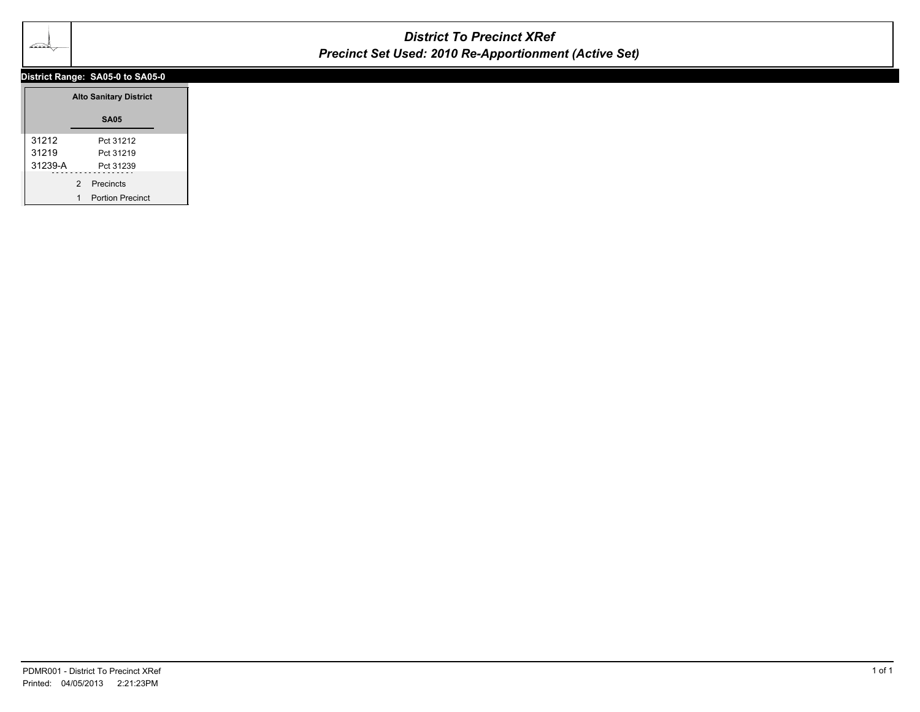# District To Precinct XRef

## Precinct Set Used: 2010 Re-Apportionment (Active Set)

**District Range: SA05-0 to SA05-0**

| Alto Sanitary District | |
|---|---|
| | **SA05** |
| 31212 | Pct 31212 |
| 31219 | Pct 31219 |
| 31239-A | Pct 31239 |

2 Precincts

1 Portion Precinct

PDMR001 - District To Precinct XRef

Printed: 04/05/2013 2:21:23PM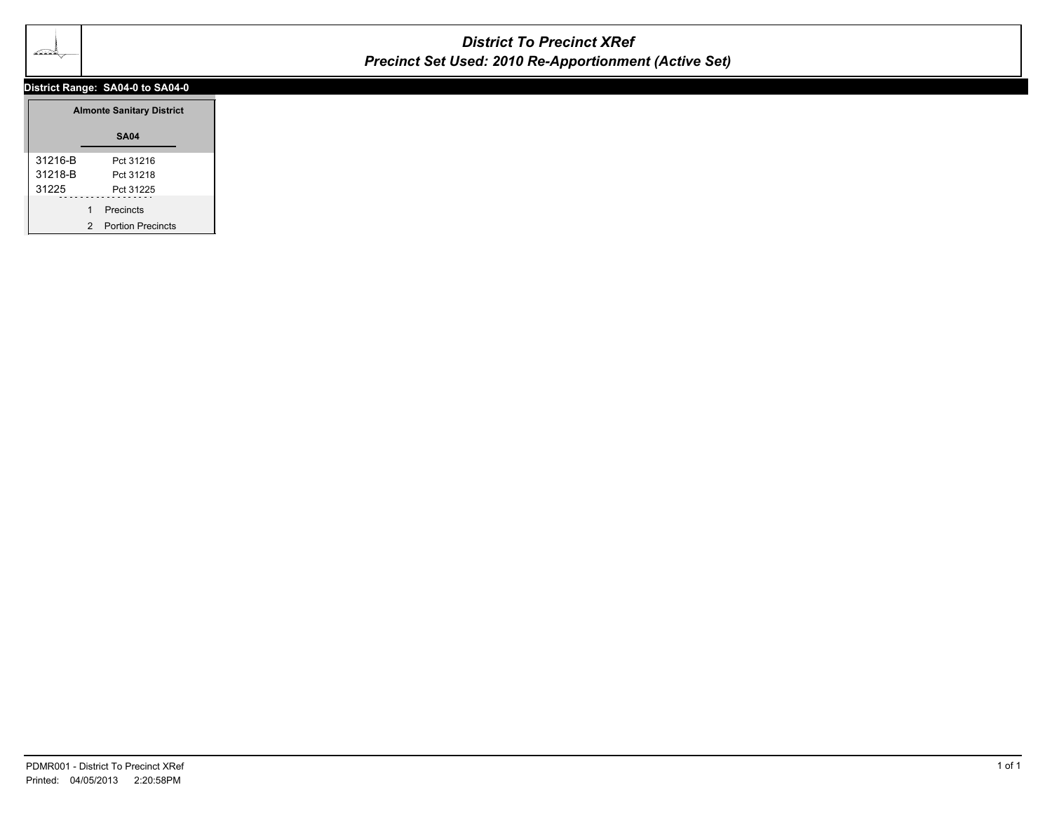# *District To Precinct XRef*

## *Precinct Set Used: 2010 Re-Apportionment (Active Set)*

**District Range: SA04-0 to SA04-0**

| **Almonte Sanitary District** | |
|---|---|
| | **SA04** |
| 31216-B | Pct 31216 |
| 31218-B | Pct 31218 |
| 31225 | Pct 31225 |
| 1 | Precincts |
| 2 | Portion Precincts |

PDMR001 - District To Precinct XRef
Printed: 04/05/2013 2:20:58PM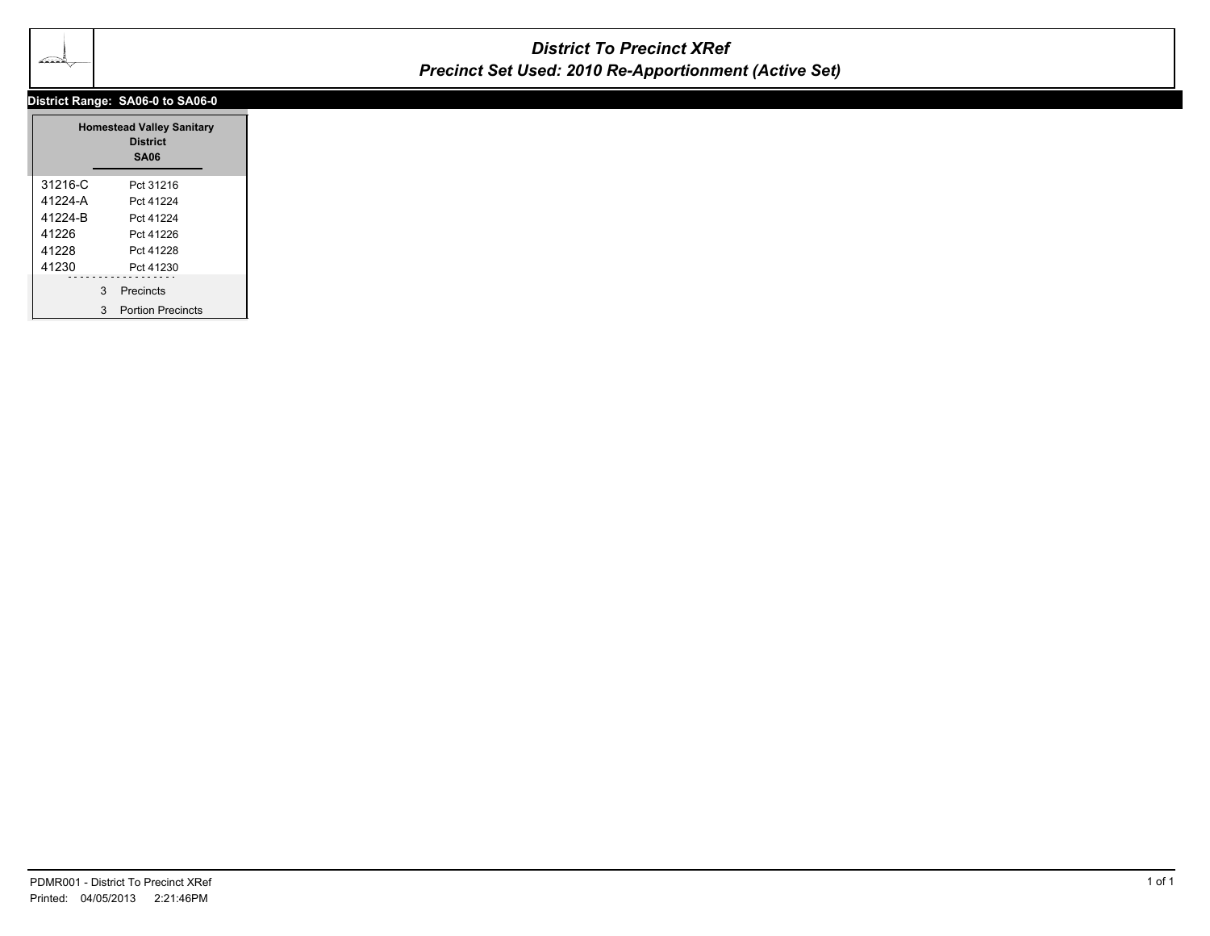# *District To Precinct XRef*
## *Precinct Set Used: 2010 Re-Apportionment (Active Set)*

**District Range: SA06-0 to SA06-0**

**Homestead Valley Sanitary District**
**SA06**

| | |
|---|---|
| 31216-C | Pct 31216 |
| 41224-A | Pct 41224 |
| 41224-B | Pct 41224 |
| 41226 | Pct 41226 |
| 41228 | Pct 41228 |
| 41230 | Pct 41230 |

3 Precincts

3 Portion Precincts

PDMR001 - District To Precinct XRef
Printed: 04/05/2013 2:21:46PM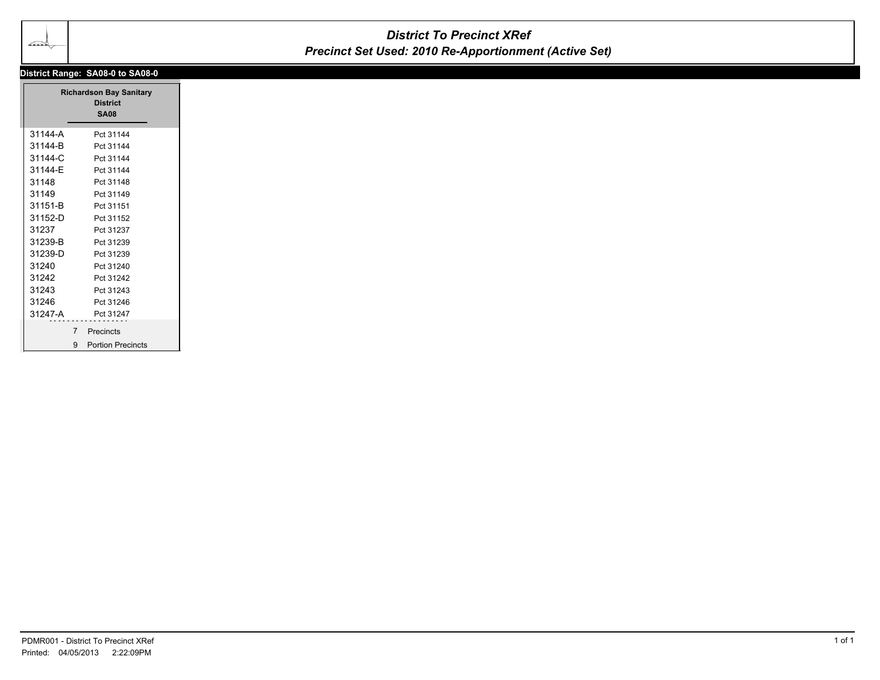# District To Precinct XRef
## Precinct Set Used: 2010 Re-Apportionment (Active Set)

**District Range: SA08-0 to SA08-0**

**Richardson Bay Sanitary District**
**SA08**

| | |
|---|---|
| 31144-A | Pct 31144 |
| 31144-B | Pct 31144 |
| 31144-C | Pct 31144 |
| 31144-E | Pct 31144 |
| 31148 | Pct 31148 |
| 31149 | Pct 31149 |
| 31151-B | Pct 31151 |
| 31152-D | Pct 31152 |
| 31237 | Pct 31237 |
| 31239-B | Pct 31239 |
| 31239-D | Pct 31239 |
| 31240 | Pct 31240 |
| 31242 | Pct 31242 |
| 31243 | Pct 31243 |
| 31246 | Pct 31246 |
| 31247-A | Pct 31247 |

7 Precincts

9 Portion Precincts

PDMR001 - District To Precinct XRef
Printed: 04/05/2013 2:22:09PM